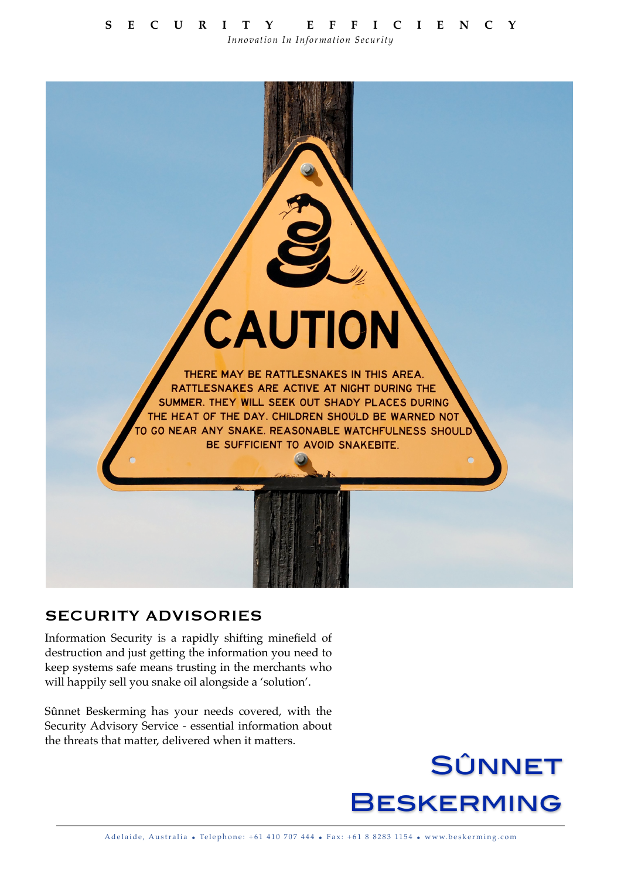# SECURITY EFFICIENCY

*Innovation In Information Security*

CAUTION

THERE MAY BE RATTLESNAKES IN THIS AREA. RATTLESNAKES ARE ACTIVE AT NIGHT DURING THE SUMMER. THEY WILL SEEK OUT SHADY PLACES DURING THE HEAT OF THE DAY. CHILDREN SHOULD BE WARNED NOT TO GO NEAR ANY SNAKE. REASONABLE WATCHFULNESS SHOULD BE SUFFICIENT TO AVOID SNAKEBITE.

## SECURITY ADVISORIES

Information Security is a rapidly shifting minefield of destruction and just getting the information you need to keep systems safe means trusting in the merchants who will happily sell you snake oil alongside a 'solution'.

Sûnnet Beskerming has your needs covered, with the Security Advisory Service - essential information about the threats that matter, delivered when it matters.

**SÛNNET BESKERMING**

Adelaide, Australia • Telephone: +61 410 707 444 • Fax: +61 8 8283 1154 • www.beskerming.com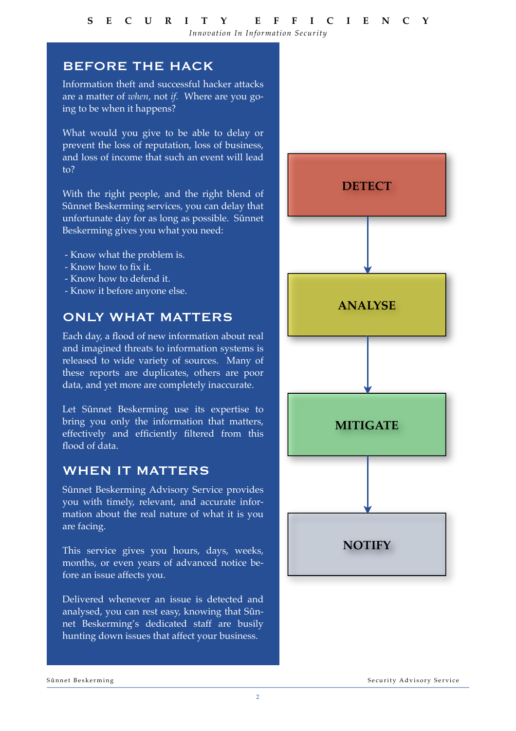## BEFORE THE HACK

Information theft and successful hacker attacks are a matter of *when*, not *if*. Where are you going to be when it happens?

What would you give to be able to delay or prevent the loss of reputation, loss of business, and loss of income that such an event will lead to?

With the right people, and the right blend of Sûnnet Beskerming services, you can delay that unfortunate day for as long as possible. Sûnnet Beskerming gives you what you need:

- Know what the problem is.
- Know how to fix it.
- Know how to defend it.
- Know it before anyone else.

## ONLY WHAT MATTERS

Each day, a flood of new information about real and imagined threats to information systems is released to wide variety of sources. Many of these reports are duplicates, others are poor data, and yet more are completely inaccurate.

Let Sûnnet Beskerming use its expertise to bring you only the information that matters, effectively and efficiently filtered from this flood of data.

## WHEN IT MATTERS

Sûnnet Beskerming Advisory Service provides you with timely, relevant, and accurate information about the real nature of what it is you are facing.

This service gives you hours, days, weeks, months, or even years of advanced notice before an issue affects you.

Delivered whenever an issue is detected and analysed, you can rest easy, knowing that Sûnnet Beskerming's dedicated staff are busily hunting down issues that affect your business.

**DETECT** → **ANALYSE** → **MITIGATE** → **NOTIFY**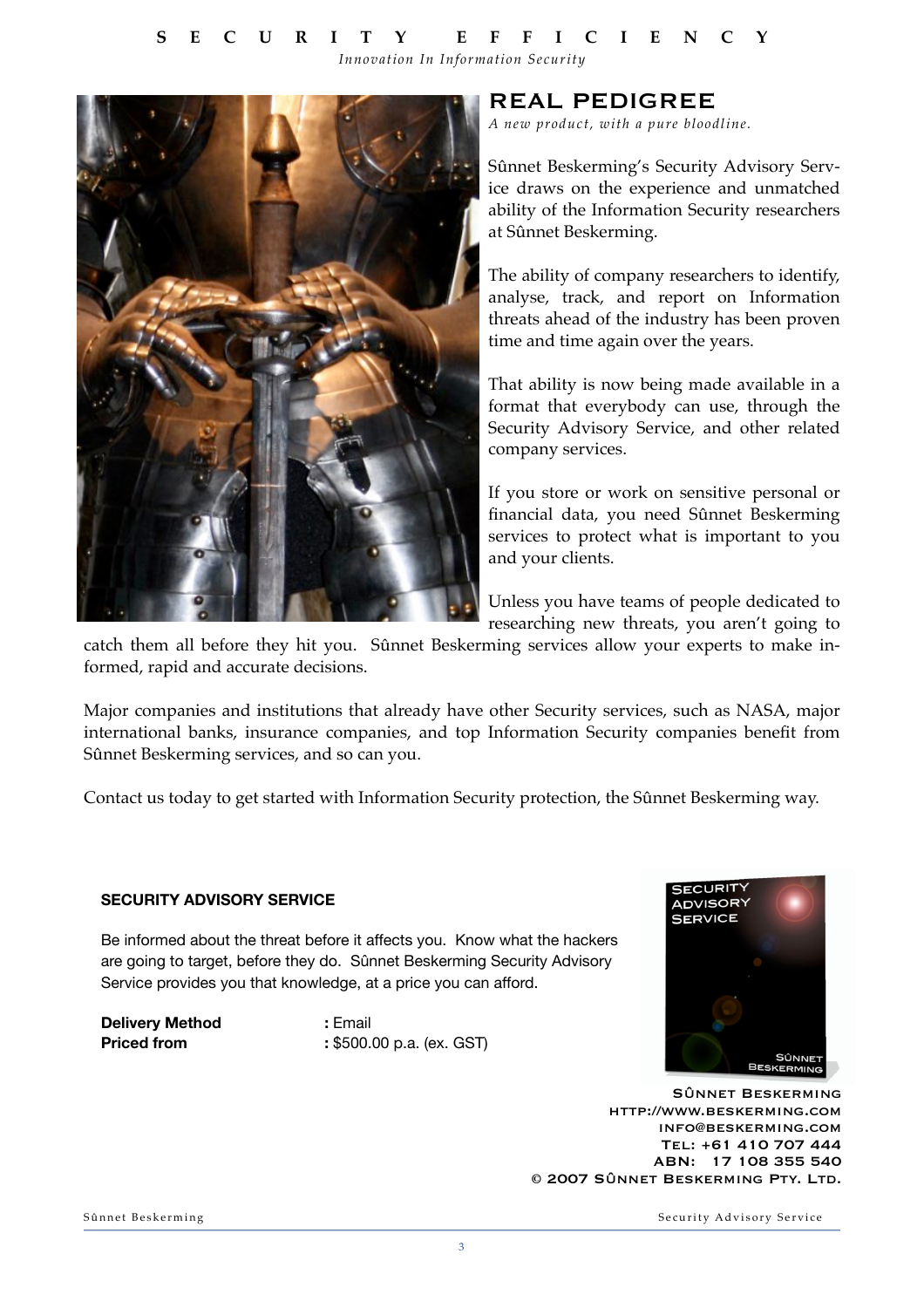# SECURITY EFFICIENCY

*Innovation In Information Security*

## REAL PEDIGREE

*A new product, with a pure bloodline.*

Sûnnet Beskerming's Security Advisory Service draws on the experience and unmatched ability of the Information Security researchers at Sûnnet Beskerming.

The ability of company researchers to identify, analyse, track, and report on Information threats ahead of the industry has been proven time and time again over the years.

That ability is now being made available in a format that everybody can use, through the Security Advisory Service, and other related company services.

If you store or work on sensitive personal or financial data, you need Sûnnet Beskerming services to protect what is important to you and your clients.

Unless you have teams of people dedicated to researching new threats, you aren't going to catch them all before they hit you. Sûnnet Beskerming services allow your experts to make informed, rapid and accurate decisions.

Major companies and institutions that already have other Security services, such as NASA, major international banks, insurance companies, and top Information Security companies benefit from Sûnnet Beskerming services, and so can you.

Contact us today to get started with Information Security protection, the Sûnnet Beskerming way.

### SECURITY ADVISORY SERVICE

Be informed about the threat before it affects you. Know what the hackers are going to target, before they do. Sûnnet Beskerming Security Advisory Service provides you that knowledge, at a price you can afford.

**Delivery Method** : Email
**Priced from** : $500.00 p.a. (ex. GST)

SÛNNET BESKERMING
HTTP://WWW.BESKERMING.COM
INFO@BESKERMING.COM
TEL: +61 410 707 444
ABN: 17 108 355 540
© 2007 SÛNNET BESKERMING PTY. LTD.